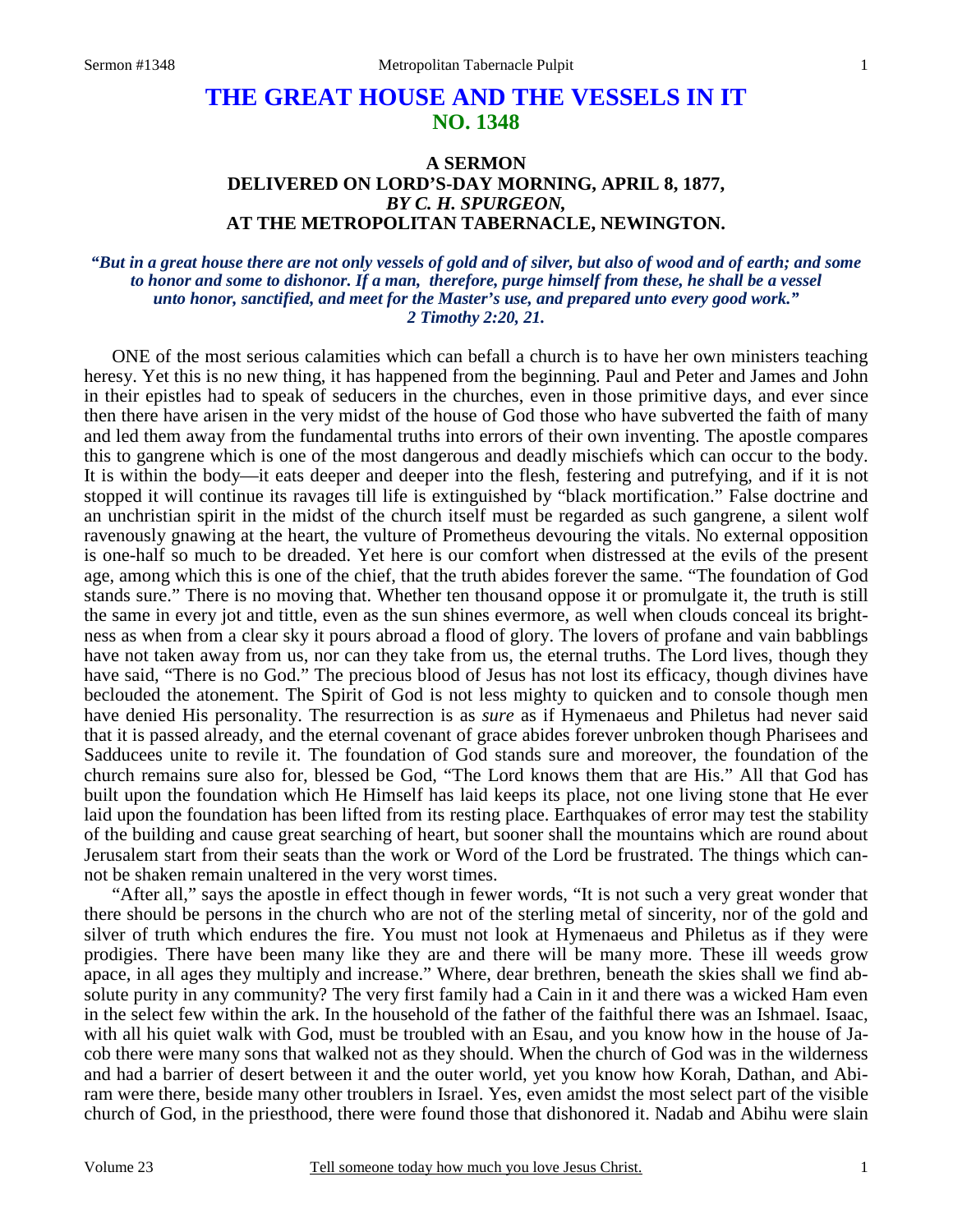# THE GREAT HOUSE AND THE VESSELS IN IT
## NO. 1348

### A SERMON
### DELIVERED ON LORD'S-DAY MORNING, APRIL 8, 1877,
### *BY C. H. SPURGEON,*
### AT THE METROPOLITAN TABERNACLE, NEWINGTON.

***"But in a great house there are not only vessels of gold and of silver, but also of wood and of earth; and some to honor and some to dishonor. If a man, therefore, purge himself from these, he shall be a vessel unto honor, sanctified, and meet for the Master's use, and prepared unto every good work." 2 Timothy 2:20, 21.***

ONE of the most serious calamities which can befall a church is to have her own ministers teaching heresy. Yet this is no new thing, it has happened from the beginning. Paul and Peter and James and John in their epistles had to speak of seducers in the churches, even in those primitive days, and ever since then there have arisen in the very midst of the house of God those who have subverted the faith of many and led them away from the fundamental truths into errors of their own inventing. The apostle compares this to gangrene which is one of the most dangerous and deadly mischiefs which can occur to the body. It is within the body—it eats deeper and deeper into the flesh, festering and putrefying, and if it is not stopped it will continue its ravages till life is extinguished by "black mortification." False doctrine and an unchristian spirit in the midst of the church itself must be regarded as such gangrene, a silent wolf ravenously gnawing at the heart, the vulture of Prometheus devouring the vitals. No external opposition is one-half so much to be dreaded. Yet here is our comfort when distressed at the evils of the present age, among which this is one of the chief, that the truth abides forever the same. "The foundation of God stands sure." There is no moving that. Whether ten thousand oppose it or promulgate it, the truth is still the same in every jot and tittle, even as the sun shines evermore, as well when clouds conceal its brightness as when from a clear sky it pours abroad a flood of glory. The lovers of profane and vain babblings have not taken away from us, nor can they take from us, the eternal truths. The Lord lives, though they have said, "There is no God." The precious blood of Jesus has not lost its efficacy, though divines have beclouded the atonement. The Spirit of God is not less mighty to quicken and to console though men have denied His personality. The resurrection is as *sure* as if Hymenaeus and Philetus had never said that it is passed already, and the eternal covenant of grace abides forever unbroken though Pharisees and Sadducees unite to revile it. The foundation of God stands sure and moreover, the foundation of the church remains sure also for, blessed be God, "The Lord knows them that are His." All that God has built upon the foundation which He Himself has laid keeps its place, not one living stone that He ever laid upon the foundation has been lifted from its resting place. Earthquakes of error may test the stability of the building and cause great searching of heart, but sooner shall the mountains which are round about Jerusalem start from their seats than the work or Word of the Lord be frustrated. The things which cannot be shaken remain unaltered in the very worst times.

"After all," says the apostle in effect though in fewer words, "It is not such a very great wonder that there should be persons in the church who are not of the sterling metal of sincerity, nor of the gold and silver of truth which endures the fire. You must not look at Hymenaeus and Philetus as if they were prodigies. There have been many like they are and there will be many more. These ill weeds grow apace, in all ages they multiply and increase." Where, dear brethren, beneath the skies shall we find absolute purity in any community? The very first family had a Cain in it and there was a wicked Ham even in the select few within the ark. In the household of the father of the faithful there was an Ishmael. Isaac, with all his quiet walk with God, must be troubled with an Esau, and you know how in the house of Jacob there were many sons that walked not as they should. When the church of God was in the wilderness and had a barrier of desert between it and the outer world, yet you know how Korah, Dathan, and Abiram were there, beside many other troublers in Israel. Yes, even amidst the most select part of the visible church of God, in the priesthood, there were found those that dishonored it. Nadab and Abihu were slain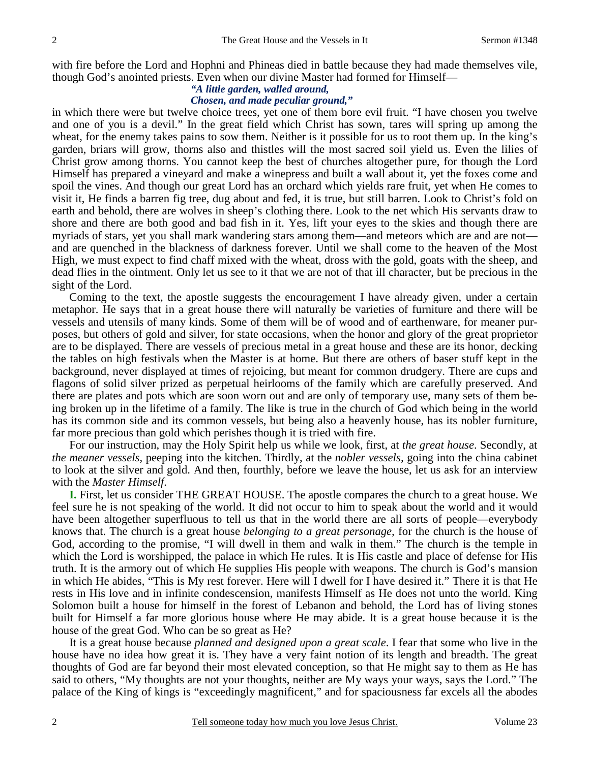with fire before the Lord and Hophni and Phineas died in battle because they had made themselves vile, though God's anointed priests. Even when our divine Master had formed for Himself—

*"A little garden, walled around,*
*Chosen, and made peculiar ground,"*

in which there were but twelve choice trees, yet one of them bore evil fruit. "I have chosen you twelve and one of you is a devil." In the great field which Christ has sown, tares will spring up among the wheat, for the enemy takes pains to sow them. Neither is it possible for us to root them up. In the king's garden, briars will grow, thorns also and thistles will the most sacred soil yield us. Even the lilies of Christ grow among thorns. You cannot keep the best of churches altogether pure, for though the Lord Himself has prepared a vineyard and make a winepress and built a wall about it, yet the foxes come and spoil the vines. And though our great Lord has an orchard which yields rare fruit, yet when He comes to visit it, He finds a barren fig tree, dug about and fed, it is true, but still barren. Look to Christ's fold on earth and behold, there are wolves in sheep's clothing there. Look to the net which His servants draw to shore and there are both good and bad fish in it. Yes, lift your eyes to the skies and though there are myriads of stars, yet you shall mark wandering stars among them—and meteors which are and are not—and are quenched in the blackness of darkness forever. Until we shall come to the heaven of the Most High, we must expect to find chaff mixed with the wheat, dross with the gold, goats with the sheep, and dead flies in the ointment. Only let us see to it that we are not of that ill character, but be precious in the sight of the Lord.

Coming to the text, the apostle suggests the encouragement I have already given, under a certain metaphor. He says that in a great house there will naturally be varieties of furniture and there will be vessels and utensils of many kinds. Some of them will be of wood and of earthenware, for meaner purposes, but others of gold and silver, for state occasions, when the honor and glory of the great proprietor are to be displayed. There are vessels of precious metal in a great house and these are its honor, decking the tables on high festivals when the Master is at home. But there are others of baser stuff kept in the background, never displayed at times of rejoicing, but meant for common drudgery. There are cups and flagons of solid silver prized as perpetual heirlooms of the family which are carefully preserved. And there are plates and pots which are soon worn out and are only of temporary use, many sets of them being broken up in the lifetime of a family. The like is true in the church of God which being in the world has its common side and its common vessels, but being also a heavenly house, has its nobler furniture, far more precious than gold which perishes though it is tried with fire.

For our instruction, may the Holy Spirit help us while we look, first, at *the great house*. Secondly, at *the meaner vessels,* peeping into the kitchen. Thirdly, at the *nobler vessels,* going into the china cabinet to look at the silver and gold. And then, fourthly, before we leave the house, let us ask for an interview with the *Master Himself.*

**I.** First, let us consider THE GREAT HOUSE. The apostle compares the church to a great house. We feel sure he is not speaking of the world. It did not occur to him to speak about the world and it would have been altogether superfluous to tell us that in the world there are all sorts of people—everybody knows that. The church is a great house *belonging to a great personage,* for the church is the house of God, according to the promise, "I will dwell in them and walk in them." The church is the temple in which the Lord is worshipped, the palace in which He rules. It is His castle and place of defense for His truth. It is the armory out of which He supplies His people with weapons. The church is God's mansion in which He abides, "This is My rest forever. Here will I dwell for I have desired it." There it is that He rests in His love and in infinite condescension, manifests Himself as He does not unto the world. King Solomon built a house for himself in the forest of Lebanon and behold, the Lord has of living stones built for Himself a far more glorious house where He may abide. It is a great house because it is the house of the great God. Who can be so great as He?

It is a great house because *planned and designed upon a great scale*. I fear that some who live in the house have no idea how great it is. They have a very faint notion of its length and breadth. The great thoughts of God are far beyond their most elevated conception, so that He might say to them as He has said to others, "My thoughts are not your thoughts, neither are My ways your ways, says the Lord." The palace of the King of kings is "exceedingly magnificent," and for spaciousness far excels all the abodes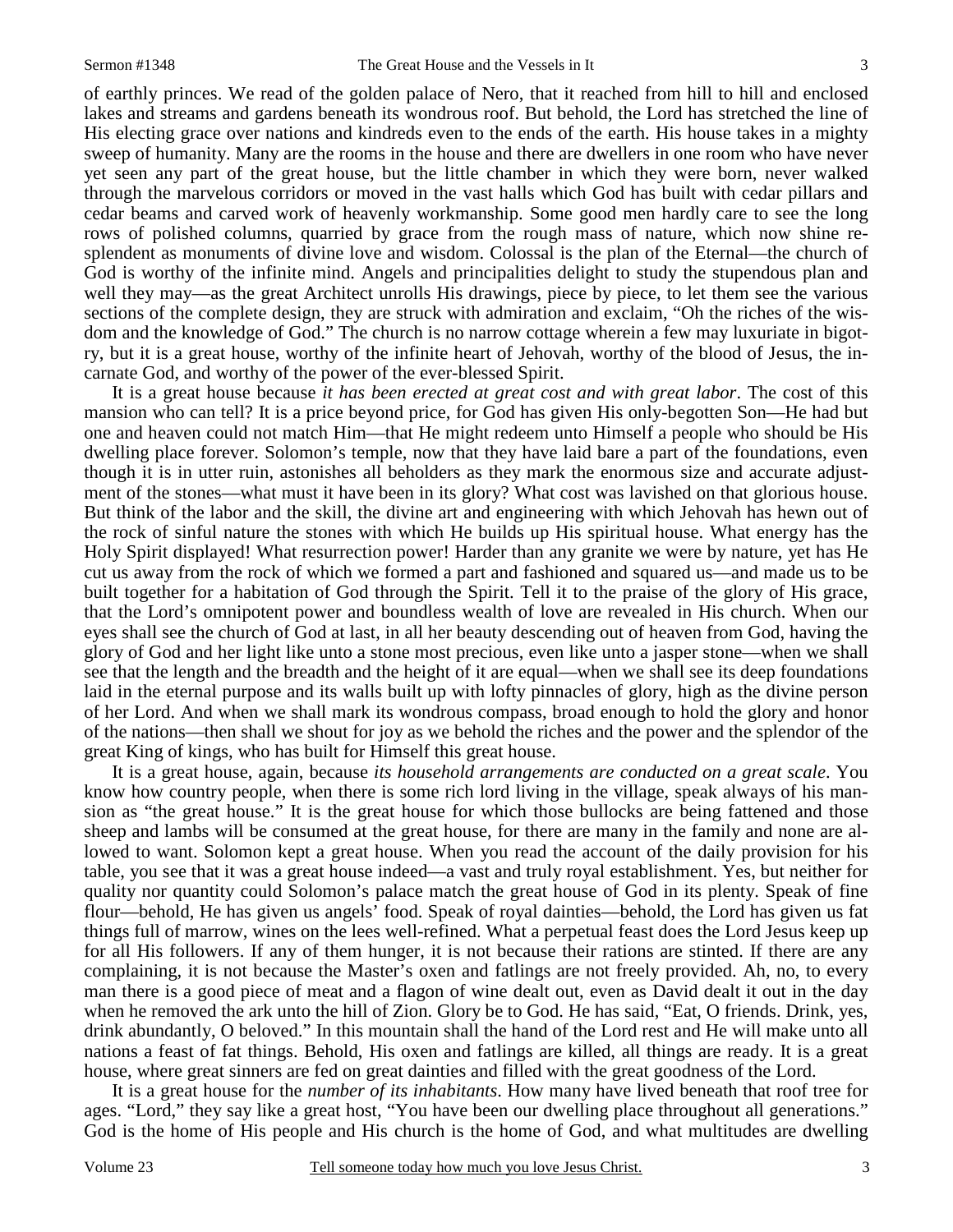of earthly princes. We read of the golden palace of Nero, that it reached from hill to hill and enclosed lakes and streams and gardens beneath its wondrous roof. But behold, the Lord has stretched the line of His electing grace over nations and kindreds even to the ends of the earth. His house takes in a mighty sweep of humanity. Many are the rooms in the house and there are dwellers in one room who have never yet seen any part of the great house, but the little chamber in which they were born, never walked through the marvelous corridors or moved in the vast halls which God has built with cedar pillars and cedar beams and carved work of heavenly workmanship. Some good men hardly care to see the long rows of polished columns, quarried by grace from the rough mass of nature, which now shine resplendent as monuments of divine love and wisdom. Colossal is the plan of the Eternal—the church of God is worthy of the infinite mind. Angels and principalities delight to study the stupendous plan and well they may—as the great Architect unrolls His drawings, piece by piece, to let them see the various sections of the complete design, they are struck with admiration and exclaim, "Oh the riches of the wisdom and the knowledge of God." The church is no narrow cottage wherein a few may luxuriate in bigotry, but it is a great house, worthy of the infinite heart of Jehovah, worthy of the blood of Jesus, the incarnate God, and worthy of the power of the ever-blessed Spirit.

It is a great house because *it has been erected at great cost and with great labor*. The cost of this mansion who can tell? It is a price beyond price, for God has given His only-begotten Son—He had but one and heaven could not match Him—that He might redeem unto Himself a people who should be His dwelling place forever. Solomon's temple, now that they have laid bare a part of the foundations, even though it is in utter ruin, astonishes all beholders as they mark the enormous size and accurate adjustment of the stones—what must it have been in its glory? What cost was lavished on that glorious house. But think of the labor and the skill, the divine art and engineering with which Jehovah has hewn out of the rock of sinful nature the stones with which He builds up His spiritual house. What energy has the Holy Spirit displayed! What resurrection power! Harder than any granite we were by nature, yet has He cut us away from the rock of which we formed a part and fashioned and squared us—and made us to be built together for a habitation of God through the Spirit. Tell it to the praise of the glory of His grace, that the Lord's omnipotent power and boundless wealth of love are revealed in His church. When our eyes shall see the church of God at last, in all her beauty descending out of heaven from God, having the glory of God and her light like unto a stone most precious, even like unto a jasper stone—when we shall see that the length and the breadth and the height of it are equal—when we shall see its deep foundations laid in the eternal purpose and its walls built up with lofty pinnacles of glory, high as the divine person of her Lord. And when we shall mark its wondrous compass, broad enough to hold the glory and honor of the nations—then shall we shout for joy as we behold the riches and the power and the splendor of the great King of kings, who has built for Himself this great house.

It is a great house, again, because *its household arrangements are conducted on a great scale*. You know how country people, when there is some rich lord living in the village, speak always of his mansion as "the great house." It is the great house for which those bullocks are being fattened and those sheep and lambs will be consumed at the great house, for there are many in the family and none are allowed to want. Solomon kept a great house. When you read the account of the daily provision for his table, you see that it was a great house indeed—a vast and truly royal establishment. Yes, but neither for quality nor quantity could Solomon's palace match the great house of God in its plenty. Speak of fine flour—behold, He has given us angels' food. Speak of royal dainties—behold, the Lord has given us fat things full of marrow, wines on the lees well-refined. What a perpetual feast does the Lord Jesus keep up for all His followers. If any of them hunger, it is not because their rations are stinted. If there are any complaining, it is not because the Master's oxen and fatlings are not freely provided. Ah, no, to every man there is a good piece of meat and a flagon of wine dealt out, even as David dealt it out in the day when he removed the ark unto the hill of Zion. Glory be to God. He has said, "Eat, O friends. Drink, yes, drink abundantly, O beloved." In this mountain shall the hand of the Lord rest and He will make unto all nations a feast of fat things. Behold, His oxen and fatlings are killed, all things are ready. It is a great house, where great sinners are fed on great dainties and filled with the great goodness of the Lord.

It is a great house for the *number of its inhabitants*. How many have lived beneath that roof tree for ages. "Lord," they say like a great host, "You have been our dwelling place throughout all generations." God is the home of His people and His church is the home of God, and what multitudes are dwelling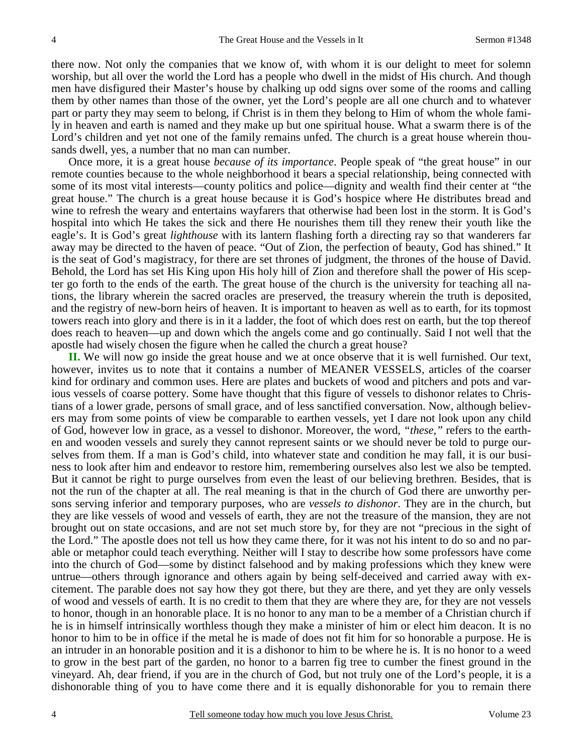there now. Not only the companies that we know of, with whom it is our delight to meet for solemn worship, but all over the world the Lord has a people who dwell in the midst of His church. And though men have disfigured their Master's house by chalking up odd signs over some of the rooms and calling them by other names than those of the owner, yet the Lord's people are all one church and to whatever part or party they may seem to belong, if Christ is in them they belong to Him of whom the whole family in heaven and earth is named and they make up but one spiritual house. What a swarm there is of the Lord's children and yet not one of the family remains unfed. The church is a great house wherein thousands dwell, yes, a number that no man can number.

Once more, it is a great house *because of its importance*. People speak of "the great house" in our remote counties because to the whole neighborhood it bears a special relationship, being connected with some of its most vital interests—county politics and police—dignity and wealth find their center at "the great house." The church is a great house because it is God's hospice where He distributes bread and wine to refresh the weary and entertains wayfarers that otherwise had been lost in the storm. It is God's hospital into which He takes the sick and there He nourishes them till they renew their youth like the eagle's. It is God's great *lighthouse* with its lantern flashing forth a directing ray so that wanderers far away may be directed to the haven of peace. "Out of Zion, the perfection of beauty, God has shined." It is the seat of God's magistracy, for there are set thrones of judgment, the thrones of the house of David. Behold, the Lord has set His King upon His holy hill of Zion and therefore shall the power of His scepter go forth to the ends of the earth. The great house of the church is the university for teaching all nations, the library wherein the sacred oracles are preserved, the treasury wherein the truth is deposited, and the registry of new-born heirs of heaven. It is important to heaven as well as to earth, for its topmost towers reach into glory and there is in it a ladder, the foot of which does rest on earth, but the top thereof does reach to heaven—up and down which the angels come and go continually. Said I not well that the apostle had wisely chosen the figure when he called the church a great house?

**II.** We will now go inside the great house and we at once observe that it is well furnished. Our text, however, invites us to note that it contains a number of MEANER VESSELS, articles of the coarser kind for ordinary and common uses. Here are plates and buckets of wood and pitchers and pots and various vessels of coarse pottery. Some have thought that this figure of vessels to dishonor relates to Christians of a lower grade, persons of small grace, and of less sanctified conversation. Now, although believers may from some points of view be comparable to earthen vessels, yet I dare not look upon any child of God, however low in grace, as a vessel to dishonor. Moreover, the word, *"these,"* refers to the earthen and wooden vessels and surely they cannot represent saints or we should never be told to purge ourselves from them. If a man is God's child, into whatever state and condition he may fall, it is our business to look after him and endeavor to restore him, remembering ourselves also lest we also be tempted. But it cannot be right to purge ourselves from even the least of our believing brethren. Besides, that is not the run of the chapter at all. The real meaning is that in the church of God there are unworthy persons serving inferior and temporary purposes, who are *vessels to dishonor*. They are in the church, but they are like vessels of wood and vessels of earth, they are not the treasure of the mansion, they are not brought out on state occasions, and are not set much store by, for they are not "precious in the sight of the Lord." The apostle does not tell us how they came there, for it was not his intent to do so and no parable or metaphor could teach everything. Neither will I stay to describe how some professors have come into the church of God—some by distinct falsehood and by making professions which they knew were untrue—others through ignorance and others again by being self-deceived and carried away with excitement. The parable does not say how they got there, but they are there, and yet they are only vessels of wood and vessels of earth. It is no credit to them that they are where they are, for they are not vessels to honor, though in an honorable place. It is no honor to any man to be a member of a Christian church if he is in himself intrinsically worthless though they make a minister of him or elect him deacon. It is no honor to him to be in office if the metal he is made of does not fit him for so honorable a purpose. He is an intruder in an honorable position and it is a dishonor to him to be where he is. It is no honor to a weed to grow in the best part of the garden, no honor to a barren fig tree to cumber the finest ground in the vineyard. Ah, dear friend, if you are in the church of God, but not truly one of the Lord's people, it is a dishonorable thing of you to have come there and it is equally dishonorable for you to remain there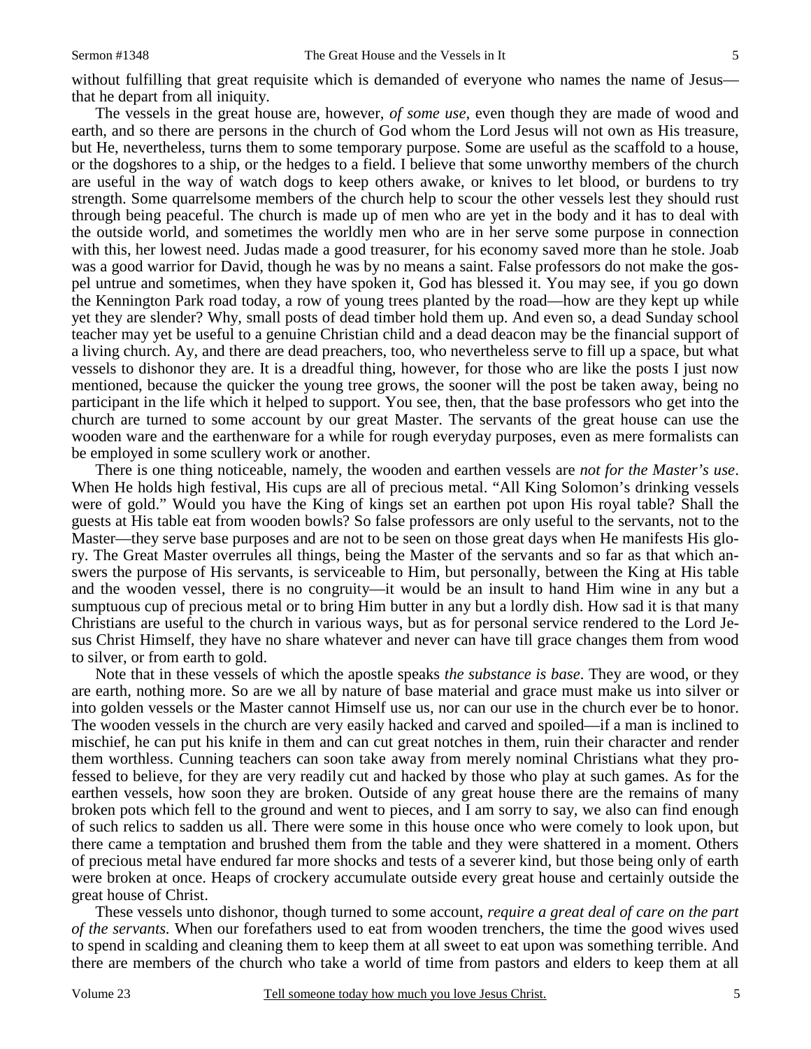without fulfilling that great requisite which is demanded of everyone who names the name of Jesus—that he depart from all iniquity.

The vessels in the great house are, however, *of some use*, even though they are made of wood and earth, and so there are persons in the church of God whom the Lord Jesus will not own as His treasure, but He, nevertheless, turns them to some temporary purpose. Some are useful as the scaffold to a house, or the dogshores to a ship, or the hedges to a field. I believe that some unworthy members of the church are useful in the way of watch dogs to keep others awake, or knives to let blood, or burdens to try strength. Some quarrelsome members of the church help to scour the other vessels lest they should rust through being peaceful. The church is made up of men who are yet in the body and it has to deal with the outside world, and sometimes the worldly men who are in her serve some purpose in connection with this, her lowest need. Judas made a good treasurer, for his economy saved more than he stole. Joab was a good warrior for David, though he was by no means a saint. False professors do not make the gospel untrue and sometimes, when they have spoken it, God has blessed it. You may see, if you go down the Kennington Park road today, a row of young trees planted by the road—how are they kept up while yet they are slender? Why, small posts of dead timber hold them up. And even so, a dead Sunday school teacher may yet be useful to a genuine Christian child and a dead deacon may be the financial support of a living church. Ay, and there are dead preachers, too, who nevertheless serve to fill up a space, but what vessels to dishonor they are. It is a dreadful thing, however, for those who are like the posts I just now mentioned, because the quicker the young tree grows, the sooner will the post be taken away, being no participant in the life which it helped to support. You see, then, that the base professors who get into the church are turned to some account by our great Master. The servants of the great house can use the wooden ware and the earthenware for a while for rough everyday purposes, even as mere formalists can be employed in some scullery work or another.

There is one thing noticeable, namely, the wooden and earthen vessels are *not for the Master's use*. When He holds high festival, His cups are all of precious metal. "All King Solomon's drinking vessels were of gold." Would you have the King of kings set an earthen pot upon His royal table? Shall the guests at His table eat from wooden bowls? So false professors are only useful to the servants, not to the Master—they serve base purposes and are not to be seen on those great days when He manifests His glory. The Great Master overrules all things, being the Master of the servants and so far as that which answers the purpose of His servants, is serviceable to Him, but personally, between the King at His table and the wooden vessel, there is no congruity—it would be an insult to hand Him wine in any but a sumptuous cup of precious metal or to bring Him butter in any but a lordly dish. How sad it is that many Christians are useful to the church in various ways, but as for personal service rendered to the Lord Jesus Christ Himself, they have no share whatever and never can have till grace changes them from wood to silver, or from earth to gold.

Note that in these vessels of which the apostle speaks *the substance is base*. They are wood, or they are earth, nothing more. So are we all by nature of base material and grace must make us into silver or into golden vessels or the Master cannot Himself use us, nor can our use in the church ever be to honor. The wooden vessels in the church are very easily hacked and carved and spoiled—if a man is inclined to mischief, he can put his knife in them and can cut great notches in them, ruin their character and render them worthless. Cunning teachers can soon take away from merely nominal Christians what they professed to believe, for they are very readily cut and hacked by those who play at such games. As for the earthen vessels, how soon they are broken. Outside of any great house there are the remains of many broken pots which fell to the ground and went to pieces, and I am sorry to say, we also can find enough of such relics to sadden us all. There were some in this house once who were comely to look upon, but there came a temptation and brushed them from the table and they were shattered in a moment. Others of precious metal have endured far more shocks and tests of a severer kind, but those being only of earth were broken at once. Heaps of crockery accumulate outside every great house and certainly outside the great house of Christ.

These vessels unto dishonor, though turned to some account, *require a great deal of care on the part of the servants.* When our forefathers used to eat from wooden trenchers, the time the good wives used to spend in scalding and cleaning them to keep them at all sweet to eat upon was something terrible. And there are members of the church who take a world of time from pastors and elders to keep them at all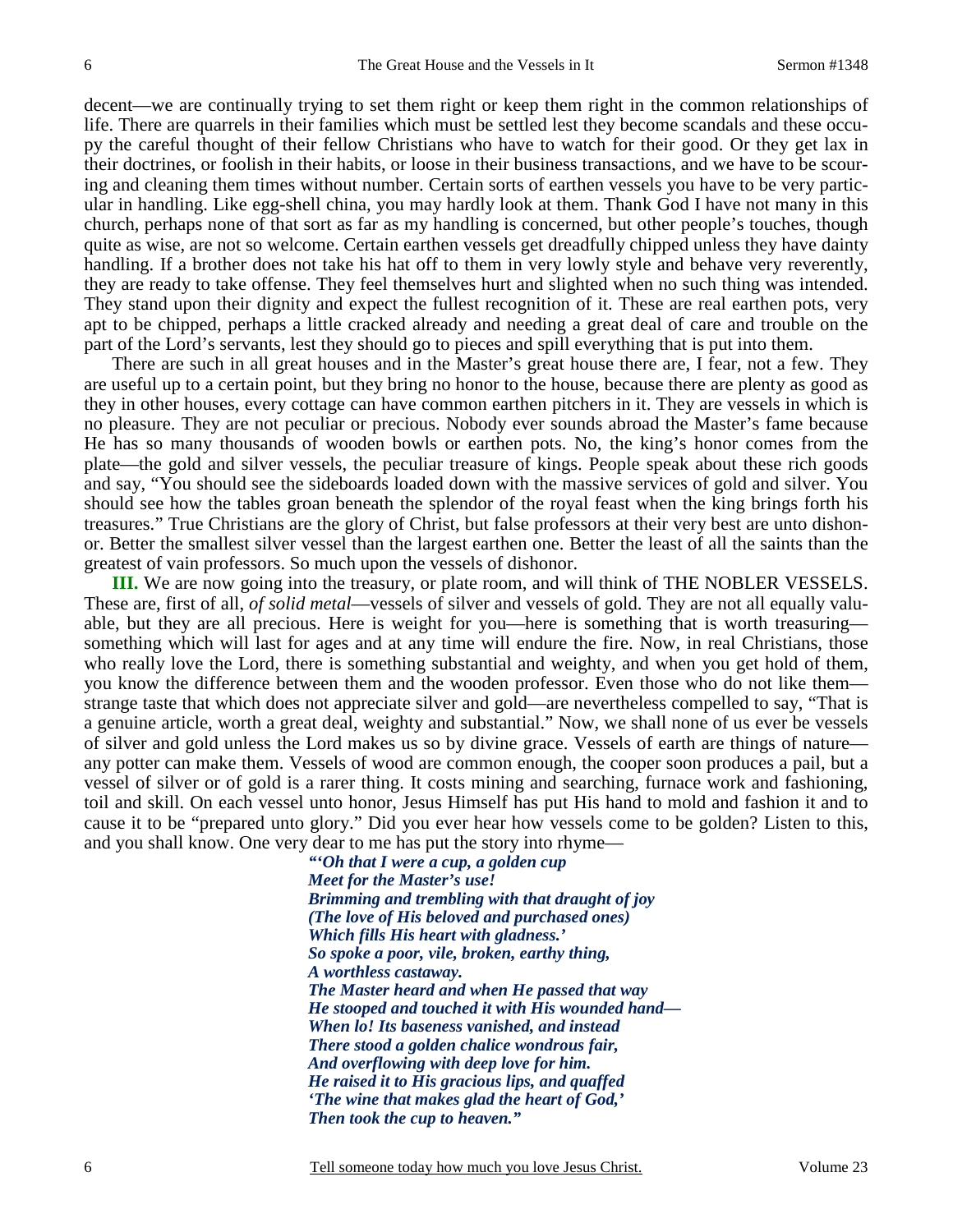decent—we are continually trying to set them right or keep them right in the common relationships of life. There are quarrels in their families which must be settled lest they become scandals and these occupy the careful thought of their fellow Christians who have to watch for their good. Or they get lax in their doctrines, or foolish in their habits, or loose in their business transactions, and we have to be scouring and cleaning them times without number. Certain sorts of earthen vessels you have to be very particular in handling. Like egg-shell china, you may hardly look at them. Thank God I have not many in this church, perhaps none of that sort as far as my handling is concerned, but other people's touches, though quite as wise, are not so welcome. Certain earthen vessels get dreadfully chipped unless they have dainty handling. If a brother does not take his hat off to them in very lowly style and behave very reverently, they are ready to take offense. They feel themselves hurt and slighted when no such thing was intended. They stand upon their dignity and expect the fullest recognition of it. These are real earthen pots, very apt to be chipped, perhaps a little cracked already and needing a great deal of care and trouble on the part of the Lord's servants, lest they should go to pieces and spill everything that is put into them.

There are such in all great houses and in the Master's great house there are, I fear, not a few. They are useful up to a certain point, but they bring no honor to the house, because there are plenty as good as they in other houses, every cottage can have common earthen pitchers in it. They are vessels in which is no pleasure. They are not peculiar or precious. Nobody ever sounds abroad the Master's fame because He has so many thousands of wooden bowls or earthen pots. No, the king's honor comes from the plate—the gold and silver vessels, the peculiar treasure of kings. People speak about these rich goods and say, "You should see the sideboards loaded down with the massive services of gold and silver. You should see how the tables groan beneath the splendor of the royal feast when the king brings forth his treasures." True Christians are the glory of Christ, but false professors at their very best are unto dishonor. Better the smallest silver vessel than the largest earthen one. Better the least of all the saints than the greatest of vain professors. So much upon the vessels of dishonor.

**III.** We are now going into the treasury, or plate room, and will think of THE NOBLER VESSELS. These are, first of all, *of solid metal*—vessels of silver and vessels of gold. They are not all equally valuable, but they are all precious. Here is weight for you—here is something that is worth treasuring—something which will last for ages and at any time will endure the fire. Now, in real Christians, those who really love the Lord, there is something substantial and weighty, and when you get hold of them, you know the difference between them and the wooden professor. Even those who do not like them—strange taste that which does not appreciate silver and gold—are nevertheless compelled to say, "That is a genuine article, worth a great deal, weighty and substantial." Now, we shall none of us ever be vessels of silver and gold unless the Lord makes us so by divine grace. Vessels of earth are things of nature—any potter can make them. Vessels of wood are common enough, the cooper soon produces a pail, but a vessel of silver or of gold is a rarer thing. It costs mining and searching, furnace work and fashioning, toil and skill. On each vessel unto honor, Jesus Himself has put His hand to mold and fashion it and to cause it to be "prepared unto glory." Did you ever hear how vessels come to be golden? Listen to this, and you shall know. One very dear to me has put the story into rhyme—

> ***"'Oh that I were a cup, a golden cup***
> ***Meet for the Master's use!***
> ***Brimming and trembling with that draught of joy***
> ***(The love of His beloved and purchased ones)***
> ***Which fills His heart with gladness.'***
> ***So spoke a poor, vile, broken, earthy thing,***
> ***A worthless castaway.***
> ***The Master heard and when He passed that way***
> ***He stooped and touched it with His wounded hand—***
> ***When lo! Its baseness vanished, and instead***
> ***There stood a golden chalice wondrous fair,***
> ***And overflowing with deep love for him.***
> ***He raised it to His gracious lips, and quaffed***
> ***'The wine that makes glad the heart of God,'***
> ***Then took the cup to heaven."***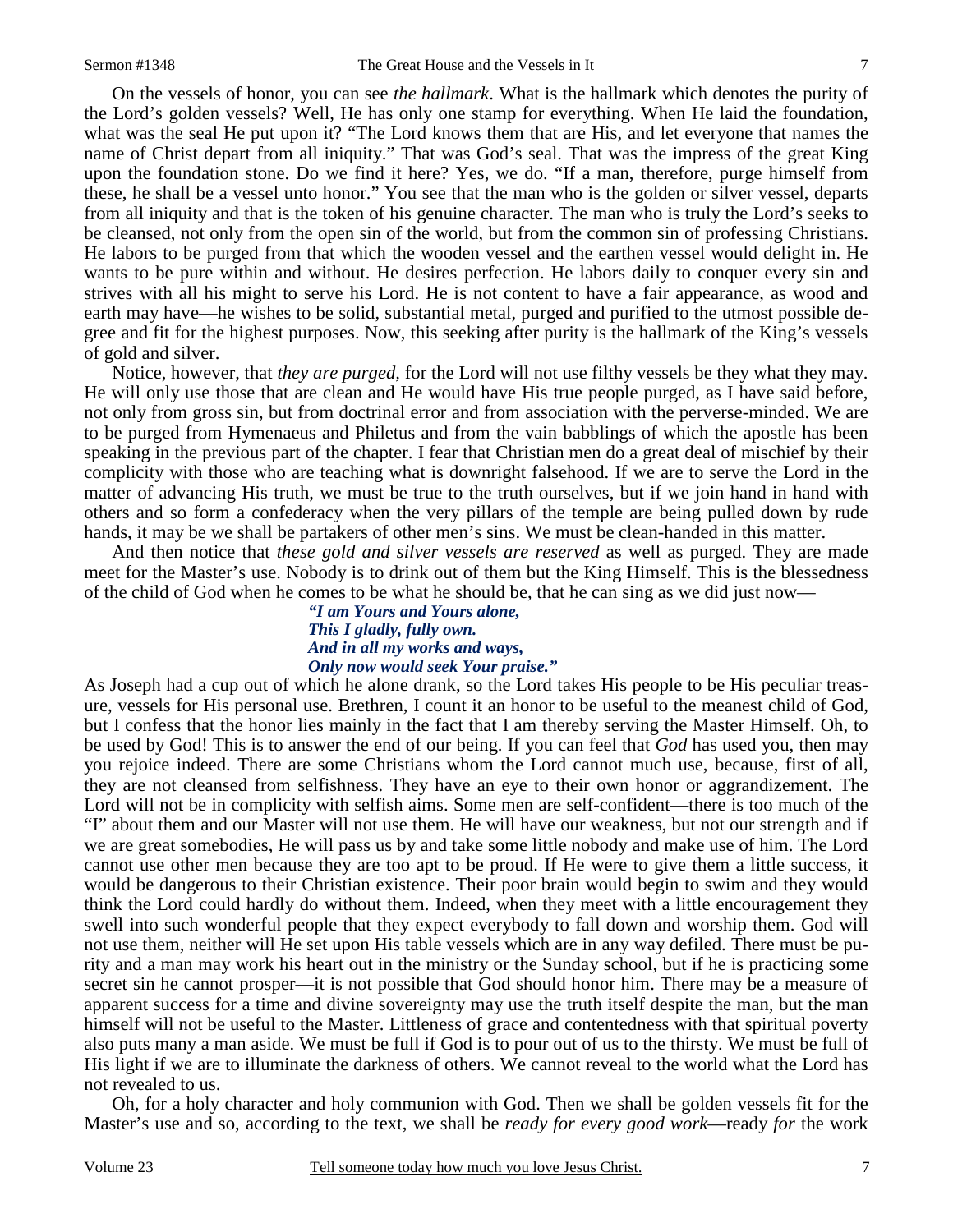On the vessels of honor, you can see *the hallmark*. What is the hallmark which denotes the purity of the Lord's golden vessels? Well, He has only one stamp for everything. When He laid the foundation, what was the seal He put upon it? "The Lord knows them that are His, and let everyone that names the name of Christ depart from all iniquity." That was God's seal. That was the impress of the great King upon the foundation stone. Do we find it here? Yes, we do. "If a man, therefore, purge himself from these, he shall be a vessel unto honor." You see that the man who is the golden or silver vessel, departs from all iniquity and that is the token of his genuine character. The man who is truly the Lord's seeks to be cleansed, not only from the open sin of the world, but from the common sin of professing Christians. He labors to be purged from that which the wooden vessel and the earthen vessel would delight in. He wants to be pure within and without. He desires perfection. He labors daily to conquer every sin and strives with all his might to serve his Lord. He is not content to have a fair appearance, as wood and earth may have—he wishes to be solid, substantial metal, purged and purified to the utmost possible degree and fit for the highest purposes. Now, this seeking after purity is the hallmark of the King's vessels of gold and silver.

Notice, however, that *they are purged,* for the Lord will not use filthy vessels be they what they may. He will only use those that are clean and He would have His true people purged, as I have said before, not only from gross sin, but from doctrinal error and from association with the perverse-minded. We are to be purged from Hymenaeus and Philetus and from the vain babblings of which the apostle has been speaking in the previous part of the chapter. I fear that Christian men do a great deal of mischief by their complicity with those who are teaching what is downright falsehood. If we are to serve the Lord in the matter of advancing His truth, we must be true to the truth ourselves, but if we join hand in hand with others and so form a confederacy when the very pillars of the temple are being pulled down by rude hands, it may be we shall be partakers of other men's sins. We must be clean-handed in this matter.

And then notice that *these gold and silver vessels are reserved* as well as purged. They are made meet for the Master's use. Nobody is to drink out of them but the King Himself. This is the blessedness of the child of God when he comes to be what he should be, that he can sing as we did just now—

> ***"I am Yours and Yours alone,***
> ***This I gladly, fully own.***
> ***And in all my works and ways,***
> ***Only now would seek Your praise."***

As Joseph had a cup out of which he alone drank, so the Lord takes His people to be His peculiar treasure, vessels for His personal use. Brethren, I count it an honor to be useful to the meanest child of God, but I confess that the honor lies mainly in the fact that I am thereby serving the Master Himself. Oh, to be used by God! This is to answer the end of our being. If you can feel that *God* has used you, then may you rejoice indeed. There are some Christians whom the Lord cannot much use, because, first of all, they are not cleansed from selfishness. They have an eye to their own honor or aggrandizement. The Lord will not be in complicity with selfish aims. Some men are self-confident—there is too much of the "I" about them and our Master will not use them. He will have our weakness, but not our strength and if we are great somebodies, He will pass us by and take some little nobody and make use of him. The Lord cannot use other men because they are too apt to be proud. If He were to give them a little success, it would be dangerous to their Christian existence. Their poor brain would begin to swim and they would think the Lord could hardly do without them. Indeed, when they meet with a little encouragement they swell into such wonderful people that they expect everybody to fall down and worship them. God will not use them, neither will He set upon His table vessels which are in any way defiled. There must be purity and a man may work his heart out in the ministry or the Sunday school, but if he is practicing some secret sin he cannot prosper—it is not possible that God should honor him. There may be a measure of apparent success for a time and divine sovereignty may use the truth itself despite the man, but the man himself will not be useful to the Master. Littleness of grace and contentedness with that spiritual poverty also puts many a man aside. We must be full if God is to pour out of us to the thirsty. We must be full of His light if we are to illuminate the darkness of others. We cannot reveal to the world what the Lord has not revealed to us.

Oh, for a holy character and holy communion with God. Then we shall be golden vessels fit for the Master's use and so, according to the text, we shall be *ready for every good work*—ready *for* the work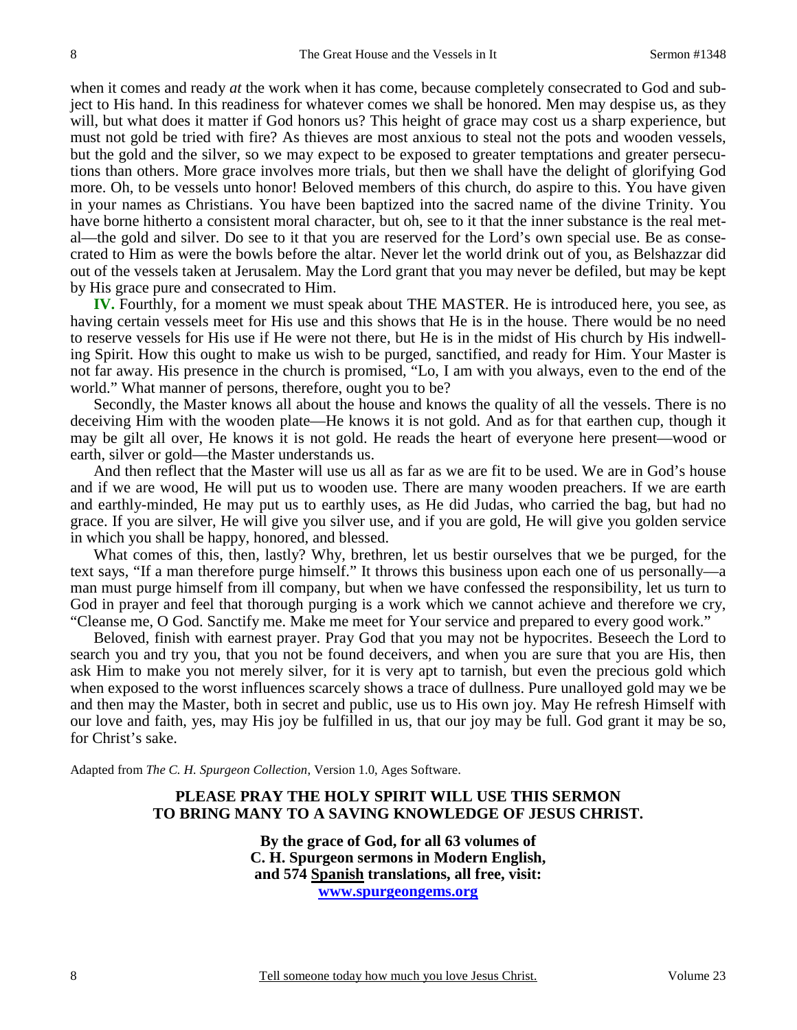when it comes and ready *at* the work when it has come, because completely consecrated to God and subject to His hand. In this readiness for whatever comes we shall be honored. Men may despise us, as they will, but what does it matter if God honors us? This height of grace may cost us a sharp experience, but must not gold be tried with fire? As thieves are most anxious to steal not the pots and wooden vessels, but the gold and the silver, so we may expect to be exposed to greater temptations and greater persecutions than others. More grace involves more trials, but then we shall have the delight of glorifying God more. Oh, to be vessels unto honor! Beloved members of this church, do aspire to this. You have given in your names as Christians. You have been baptized into the sacred name of the divine Trinity. You have borne hitherto a consistent moral character, but oh, see to it that the inner substance is the real metal—the gold and silver. Do see to it that you are reserved for the Lord's own special use. Be as consecrated to Him as were the bowls before the altar. Never let the world drink out of you, as Belshazzar did out of the vessels taken at Jerusalem. May the Lord grant that you may never be defiled, but may be kept by His grace pure and consecrated to Him.

**IV.** Fourthly, for a moment we must speak about THE MASTER. He is introduced here, you see, as having certain vessels meet for His use and this shows that He is in the house. There would be no need to reserve vessels for His use if He were not there, but He is in the midst of His church by His indwelling Spirit. How this ought to make us wish to be purged, sanctified, and ready for Him. Your Master is not far away. His presence in the church is promised, "Lo, I am with you always, even to the end of the world." What manner of persons, therefore, ought you to be?

Secondly, the Master knows all about the house and knows the quality of all the vessels. There is no deceiving Him with the wooden plate—He knows it is not gold. And as for that earthen cup, though it may be gilt all over, He knows it is not gold. He reads the heart of everyone here present—wood or earth, silver or gold—the Master understands us.

And then reflect that the Master will use us all as far as we are fit to be used. We are in God's house and if we are wood, He will put us to wooden use. There are many wooden preachers. If we are earth and earthly-minded, He may put us to earthly uses, as He did Judas, who carried the bag, but had no grace. If you are silver, He will give you silver use, and if you are gold, He will give you golden service in which you shall be happy, honored, and blessed.

What comes of this, then, lastly? Why, brethren, let us bestir ourselves that we be purged, for the text says, "If a man therefore purge himself." It throws this business upon each one of us personally—a man must purge himself from ill company, but when we have confessed the responsibility, let us turn to God in prayer and feel that thorough purging is a work which we cannot achieve and therefore we cry, "Cleanse me, O God. Sanctify me. Make me meet for Your service and prepared to every good work."

Beloved, finish with earnest prayer. Pray God that you may not be hypocrites. Beseech the Lord to search you and try you, that you not be found deceivers, and when you are sure that you are His, then ask Him to make you not merely silver, for it is very apt to tarnish, but even the precious gold which when exposed to the worst influences scarcely shows a trace of dullness. Pure unalloyed gold may we be and then may the Master, both in secret and public, use us to His own joy. May He refresh Himself with our love and faith, yes, may His joy be fulfilled in us, that our joy may be full. God grant it may be so, for Christ's sake.

Adapted from *The C. H. Spurgeon Collection*, Version 1.0, Ages Software.

**PLEASE PRAY THE HOLY SPIRIT WILL USE THIS SERMON TO BRING MANY TO A SAVING KNOWLEDGE OF JESUS CHRIST.**

**By the grace of God, for all 63 volumes of C. H. Spurgeon sermons in Modern English, and 574 Spanish translations, all free, visit: www.spurgeongems.org**